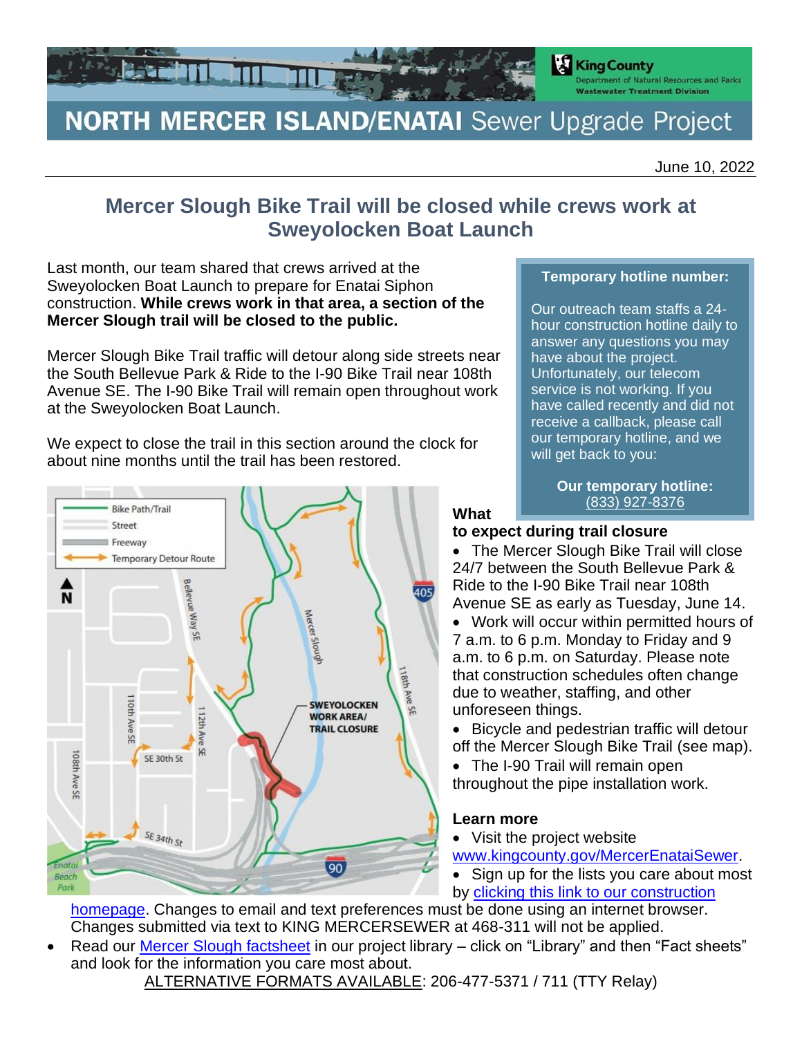# NORTH MERCER ISLAND/ENATAI Sewer Upgrade Project

King County
Department of Natural Resources and Parks
Wastewater Treatment Division

June 10, 2022

## Mercer Slough Bike Trail will be closed while crews work at Sweyolocken Boat Launch

Last month, our team shared that crews arrived at the Sweyolocken Boat Launch to prepare for Enatai Siphon construction. **While crews work in that area, a section of the Mercer Slough trail will be closed to the public.**

Mercer Slough Bike Trail traffic will detour along side streets near the South Bellevue Park & Ride to the I-90 Bike Trail near 108th Avenue SE. The I-90 Bike Trail will remain open throughout work at the Sweyolocken Boat Launch.

We expect to close the trail in this section around the clock for about nine months until the trail has been restored.

**Temporary hotline number:**

Our outreach team staffs a 24-hour construction hotline daily to answer any questions you may have about the project. Unfortunately, our telecom service is not working. If you have called recently and did not receive a callback, please call our temporary hotline, and we will get back to you:

**Our temporary hotline:** (833) 927-8376

### What to expect during trail closure

- The Mercer Slough Bike Trail will close 24/7 between the South Bellevue Park & Ride to the I-90 Bike Trail near 108th Avenue SE as early as Tuesday, June 14.
- Work will occur within permitted hours of 7 a.m. to 6 p.m. Monday to Friday and 9 a.m. to 6 p.m. on Saturday. Please note that construction schedules often change due to weather, staffing, and other unforeseen things.
- Bicycle and pedestrian traffic will detour off the Mercer Slough Bike Trail (see map).
- The I-90 Trail will remain open throughout the pipe installation work.

### Learn more

- Visit the project website www.kingcounty.gov/MercerEnataiSewer.
- Sign up for the lists you care about most by clicking this link to our construction homepage. Changes to email and text preferences must be done using an internet browser. Changes submitted via text to KING MERCERSEWER at 468-311 will not be applied.
- Read our Mercer Slough factsheet in our project library – click on "Library" and then "Fact sheets" and look for the information you care most about.

ALTERNATIVE FORMATS AVAILABLE: 206-477-5371 / 711 (TTY Relay)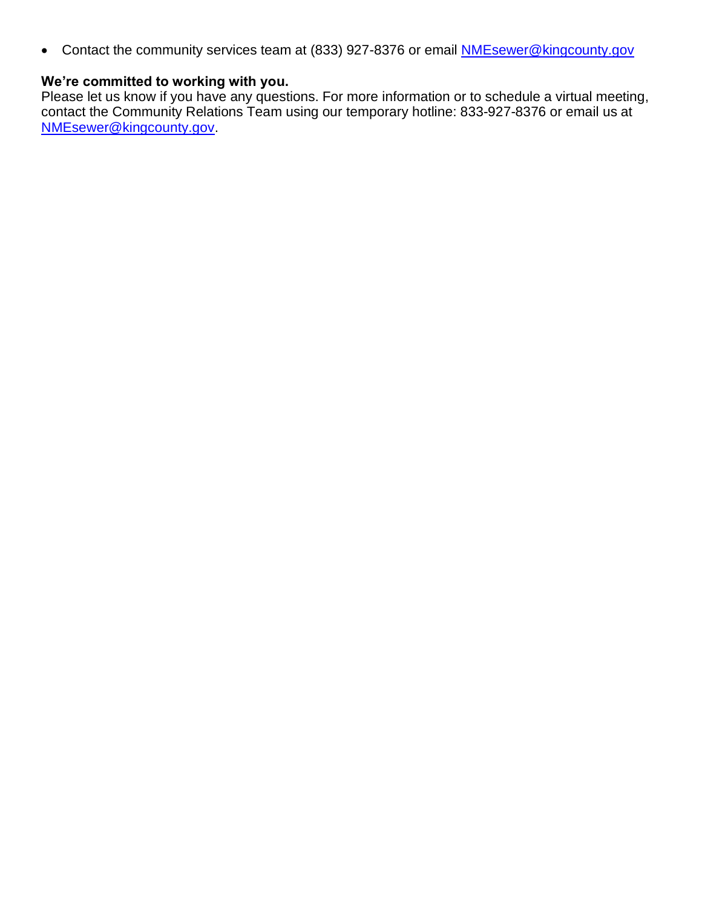- Contact the community services team at (833) 927-8376 or email NMEsewer@kingcounty.gov

**We're committed to working with you.**
Please let us know if you have any questions. For more information or to schedule a virtual meeting, contact the Community Relations Team using our temporary hotline: 833-927-8376 or email us at NMEsewer@kingcounty.gov.